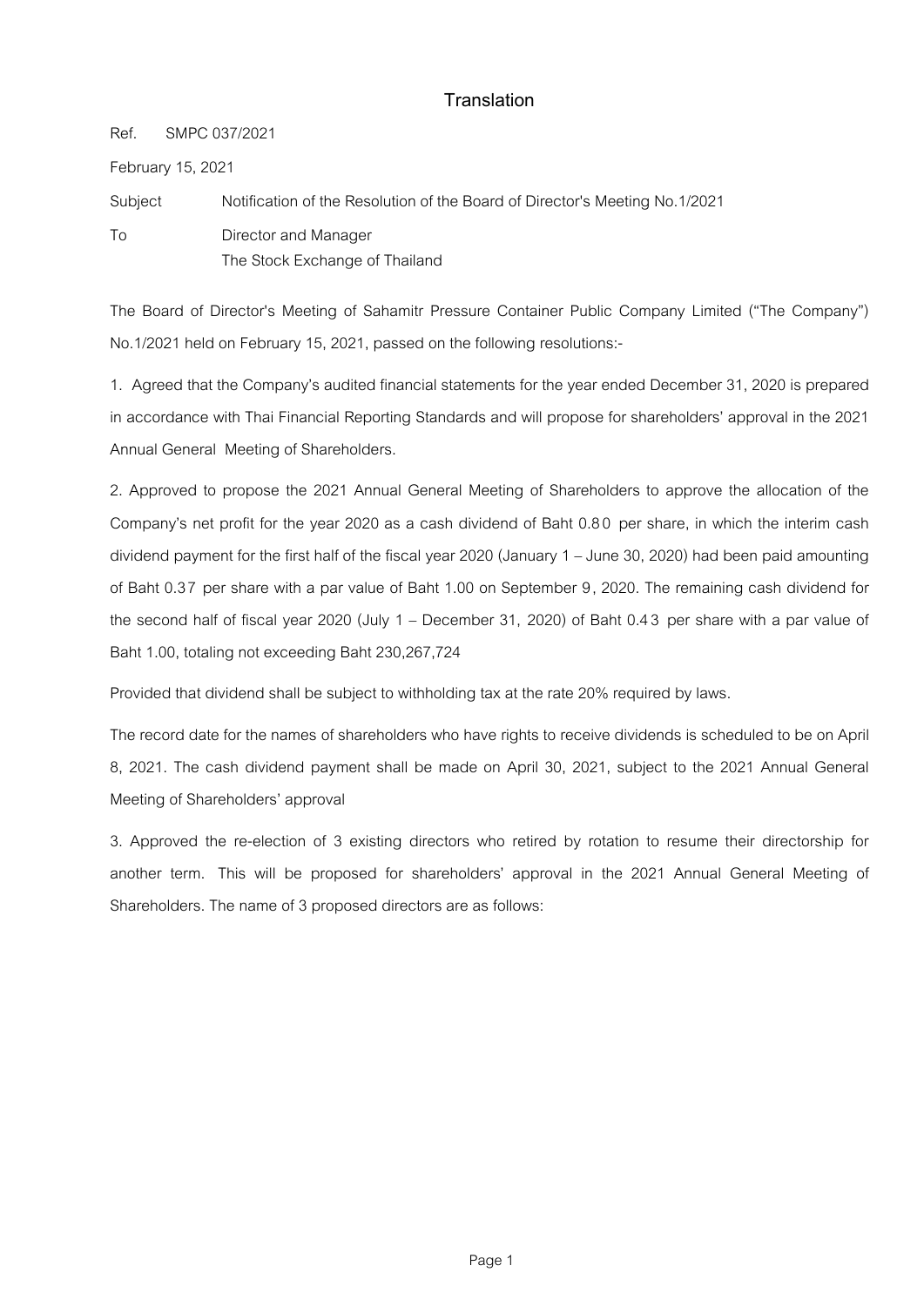# Translation

Ref. SMPC 037/2021

February 15, 2021

Subject Notification of the Resolution of the Board of Director's Meeting No.1/2021

To Director and Manager
The Stock Exchange of Thailand

The Board of Director's Meeting of Sahamitr Pressure Container Public Company Limited ("The Company") No.1/2021 held on February 15, 2021, passed on the following resolutions:-

1. Agreed that the Company's audited financial statements for the year ended December 31, 2020 is prepared in accordance with Thai Financial Reporting Standards and will propose for shareholders' approval in the 2021 Annual General Meeting of Shareholders.

2. Approved to propose the 2021 Annual General Meeting of Shareholders to approve the allocation of the Company's net profit for the year 2020 as a cash dividend of Baht 0.80 per share, in which the interim cash dividend payment for the first half of the fiscal year 2020 (January 1 – June 30, 2020) had been paid amounting of Baht 0.37 per share with a par value of Baht 1.00 on September 9, 2020. The remaining cash dividend for the second half of fiscal year 2020 (July 1 – December 31, 2020) of Baht 0.43 per share with a par value of Baht 1.00, totaling not exceeding Baht 230,267,724

Provided that dividend shall be subject to withholding tax at the rate 20% required by laws.

The record date for the names of shareholders who have rights to receive dividends is scheduled to be on April 8, 2021. The cash dividend payment shall be made on April 30, 2021, subject to the 2021 Annual General Meeting of Shareholders' approval

3. Approved the re-election of 3 existing directors who retired by rotation to resume their directorship for another term. This will be proposed for shareholders' approval in the 2021 Annual General Meeting of Shareholders. The name of 3 proposed directors are as follows: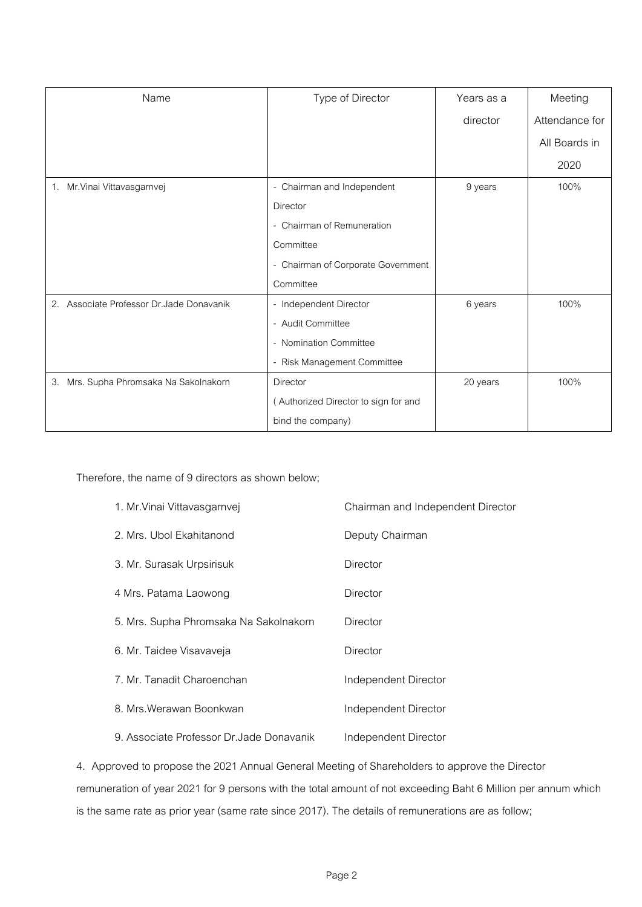| Name | Type of Director | Years as a director | Meeting Attendance for All Boards in 2020 |
|---|---|---|---|
| 1. Mr.Vinai Vittavasgarnvej | - Chairman and Independent Director<br>- Chairman of Remuneration Committee<br>- Chairman of Corporate Government Committee | 9 years | 100% |
| 2. Associate Professor Dr.Jade Donavanik | - Independent Director<br>- Audit Committee<br>- Nomination Committee<br>- Risk Management Committee | 6 years | 100% |
| 3. Mrs. Supha Phromsaka Na Sakolnakorn | Director<br>( Authorized Director to sign for and bind the company) | 20 years | 100% |

Therefore, the name of 9 directors as shown below;

| | |
|---|---|
| 1. Mr.Vinai Vittavasgarnvej | Chairman and Independent Director |
| 2. Mrs. Ubol Ekahitanond | Deputy Chairman |
| 3. Mr. Surasak Urpsirisuk | Director |
| 4 Mrs. Patama Laowong | Director |
| 5. Mrs. Supha Phromsaka Na Sakolnakorn | Director |
| 6. Mr. Taidee Visavaveja | Director |
| 7. Mr. Tanadit Charoenchan | Independent Director |
| 8. Mrs.Werawan Boonkwan | Independent Director |
| 9. Associate Professor Dr.Jade Donavanik | Independent Director |

4. Approved to propose the 2021 Annual General Meeting of Shareholders to approve the Director remuneration of year 2021 for 9 persons with the total amount of not exceeding Baht 6 Million per annum which is the same rate as prior year (same rate since 2017). The details of remunerations are as follow;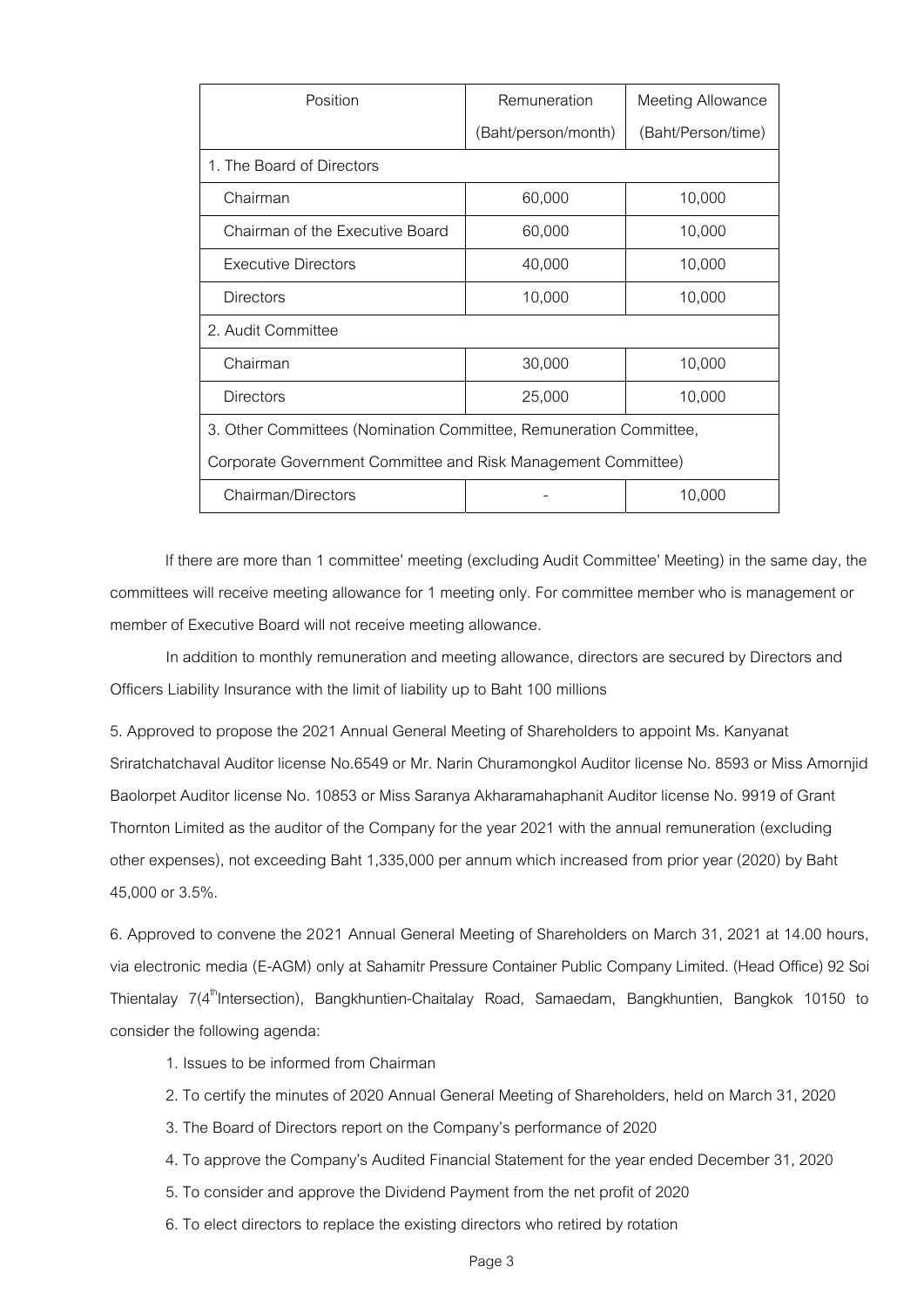| Position | Remuneration | Meeting Allowance |
|---|---|---|
| | (Baht/person/month) | (Baht/Person/time) |
| 1. The Board of Directors | | |
| Chairman | 60,000 | 10,000 |
| Chairman of the Executive Board | 60,000 | 10,000 |
| Executive Directors | 40,000 | 10,000 |
| Directors | 10,000 | 10,000 |
| 2. Audit Committee | | |
| Chairman | 30,000 | 10,000 |
| Directors | 25,000 | 10,000 |
| 3. Other Committees (Nomination Committee, Remuneration Committee, Corporate Government Committee and Risk Management Committee) | | |
| Chairman/Directors | - | 10,000 |

If there are more than 1 committee' meeting (excluding Audit Committee' Meeting) in the same day, the committees will receive meeting allowance for 1 meeting only. For committee member who is management or member of Executive Board will not receive meeting allowance.

In addition to monthly remuneration and meeting allowance, directors are secured by Directors and Officers Liability Insurance with the limit of liability up to Baht 100 millions

5. Approved to propose the 2021 Annual General Meeting of Shareholders to appoint Ms. Kanyanat Sriratchatchaval Auditor license No.6549 or Mr. Narin Churamongkol Auditor license No. 8593 or Miss Amornjid Baolorpet Auditor license No. 10853 or Miss Saranya Akharamahaphanit Auditor license No. 9919 of Grant Thornton Limited as the auditor of the Company for the year 2021 with the annual remuneration (excluding other expenses), not exceeding Baht 1,335,000 per annum which increased from prior year (2020) by Baht 45,000 or 3.5%.

6. Approved to convene the 2021 Annual General Meeting of Shareholders on March 31, 2021 at 14.00 hours, via electronic media (E-AGM) only at Sahamitr Pressure Container Public Company Limited. (Head Office) 92 Soi Thientalay 7(4th Intersection), Bangkhuntien-Chaitalay Road, Samaedam, Bangkhuntien, Bangkok 10150 to consider the following agenda:

1. Issues to be informed from Chairman
2. To certify the minutes of 2020 Annual General Meeting of Shareholders, held on March 31, 2020
3. The Board of Directors report on the Company's performance of 2020
4. To approve the Company's Audited Financial Statement for the year ended December 31, 2020
5. To consider and approve the Dividend Payment from the net profit of 2020
6. To elect directors to replace the existing directors who retired by rotation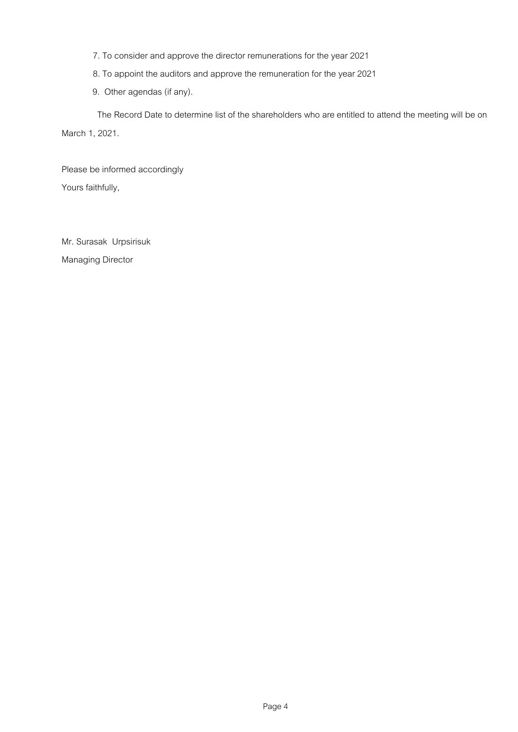7. To consider and approve the director remunerations for the year 2021
8. To appoint the auditors and approve the remuneration for the year 2021
9. Other agendas (if any).

The Record Date to determine list of the shareholders who are entitled to attend the meeting will be on March 1, 2021.

Please be informed accordingly

Yours faithfully,

Mr. Surasak Urpsirisuk

Managing Director